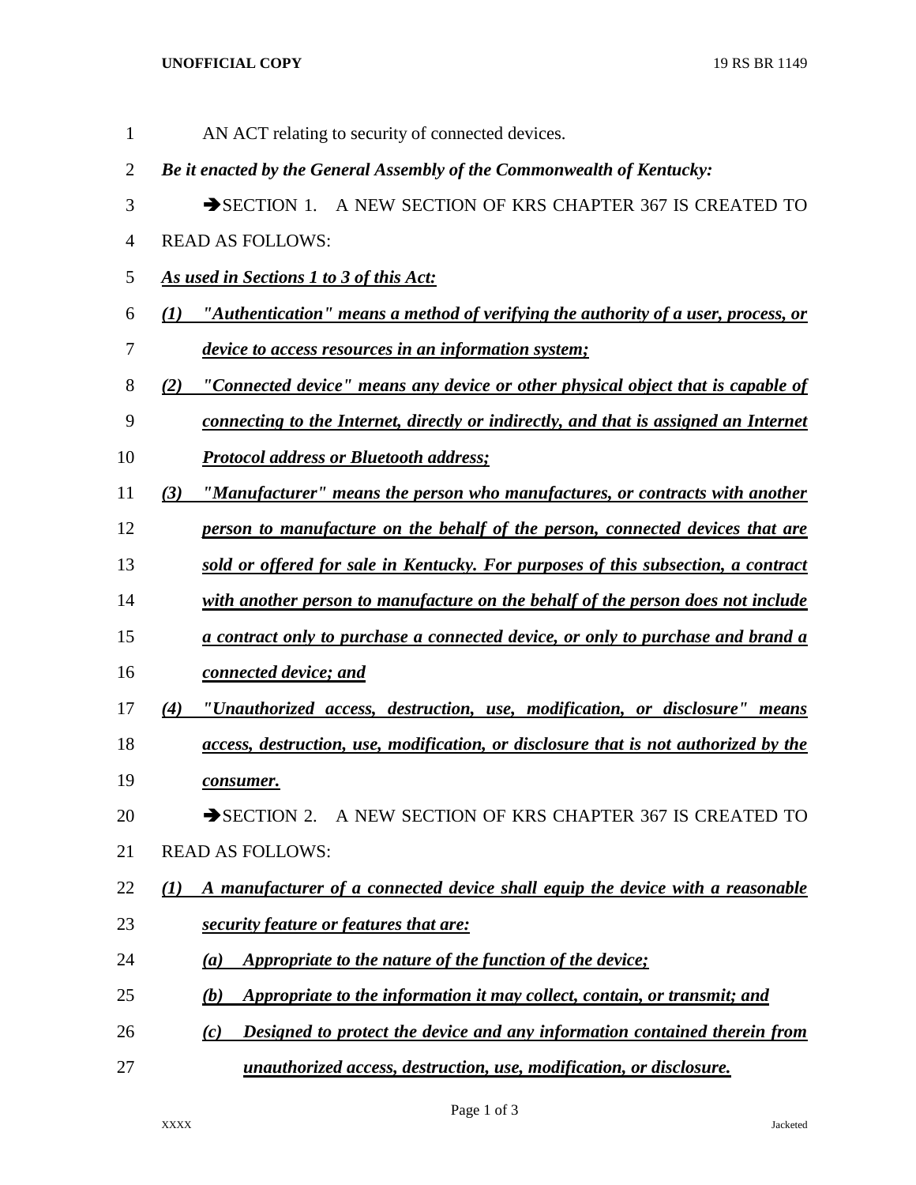AN ACT relating to security of connected devices.

***Be it enacted by the General Assembly of the Commonwealth of Kentucky:***

➔SECTION 1. A NEW SECTION OF KRS CHAPTER 367 IS CREATED TO READ AS FOLLOWS:

***As used in Sections 1 to 3 of this Act:***

***(1) "Authentication" means a method of verifying the authority of a user, process, or device to access resources in an information system;***

***(2) "Connected device" means any device or other physical object that is capable of connecting to the Internet, directly or indirectly, and that is assigned an Internet Protocol address or Bluetooth address;***

***(3) "Manufacturer" means the person who manufactures, or contracts with another person to manufacture on the behalf of the person, connected devices that are sold or offered for sale in Kentucky. For purposes of this subsection, a contract with another person to manufacture on the behalf of the person does not include a contract only to purchase a connected device, or only to purchase and brand a connected device; and***

***(4) "Unauthorized access, destruction, use, modification, or disclosure" means access, destruction, use, modification, or disclosure that is not authorized by the consumer.***

➔SECTION 2. A NEW SECTION OF KRS CHAPTER 367 IS CREATED TO READ AS FOLLOWS:

***(1) A manufacturer of a connected device shall equip the device with a reasonable security feature or features that are:***

***(a) Appropriate to the nature of the function of the device;***

***(b) Appropriate to the information it may collect, contain, or transmit; and***

***(c) Designed to protect the device and any information contained therein from unauthorized access, destruction, use, modification, or disclosure.***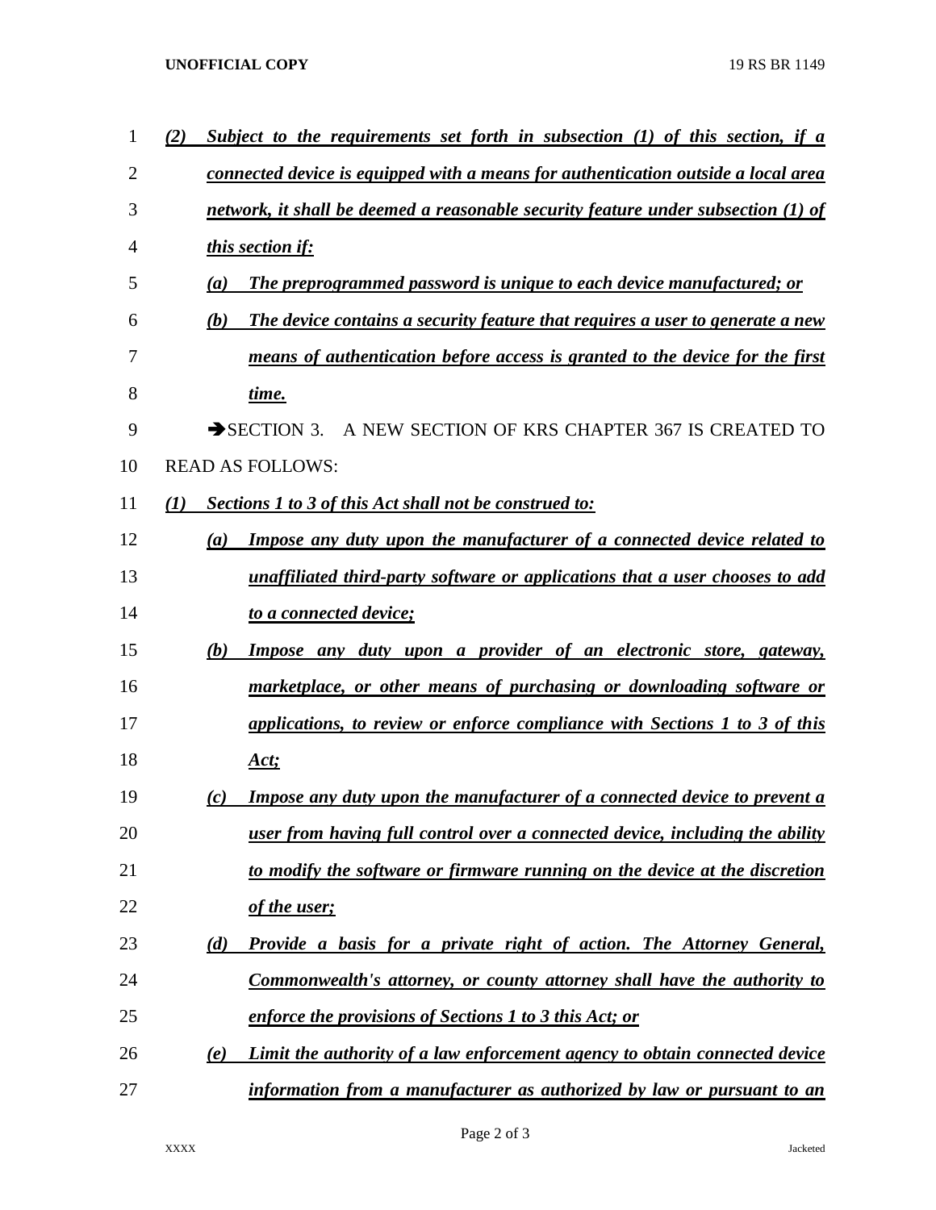***(2) Subject to the requirements set forth in subsection (1) of this section, if a connected device is equipped with a means for authentication outside a local area network, it shall be deemed a reasonable security feature under subsection (1) of this section if:***

***(a) The preprogrammed password is unique to each device manufactured; or***

***(b) The device contains a security feature that requires a user to generate a new means of authentication before access is granted to the device for the first time.***

➔SECTION 3. A NEW SECTION OF KRS CHAPTER 367 IS CREATED TO READ AS FOLLOWS:

***(1) Sections 1 to 3 of this Act shall not be construed to:***

***(a) Impose any duty upon the manufacturer of a connected device related to unaffiliated third-party software or applications that a user chooses to add to a connected device;***

***(b) Impose any duty upon a provider of an electronic store, gateway, marketplace, or other means of purchasing or downloading software or applications, to review or enforce compliance with Sections 1 to 3 of this Act;***

***(c) Impose any duty upon the manufacturer of a connected device to prevent a user from having full control over a connected device, including the ability to modify the software or firmware running on the device at the discretion of the user;***

***(d) Provide a basis for a private right of action. The Attorney General, Commonwealth's attorney, or county attorney shall have the authority to enforce the provisions of Sections 1 to 3 this Act; or***

***(e) Limit the authority of a law enforcement agency to obtain connected device information from a manufacturer as authorized by law or pursuant to an***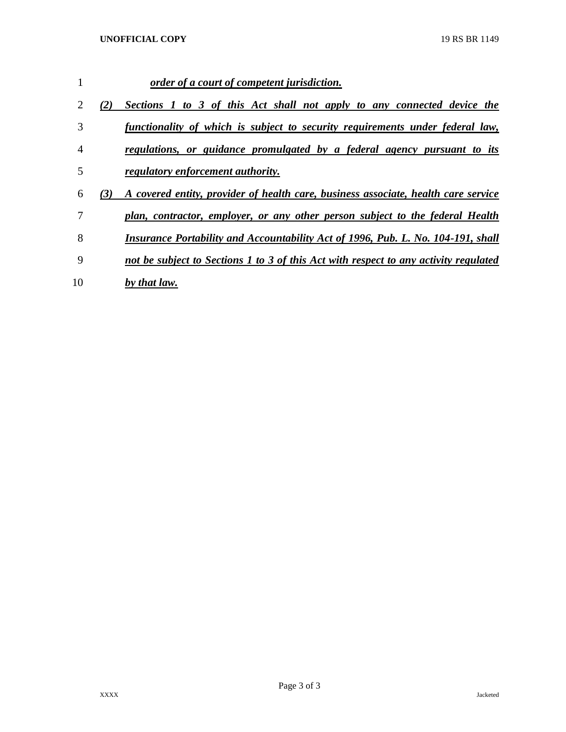***order of a court of competent jurisdiction.***

***(2) Sections 1 to 3 of this Act shall not apply to any connected device the functionality of which is subject to security requirements under federal law, regulations, or guidance promulgated by a federal agency pursuant to its regulatory enforcement authority.***

***(3) A covered entity, provider of health care, business associate, health care service plan, contractor, employer, or any other person subject to the federal Health Insurance Portability and Accountability Act of 1996, Pub. L. No. 104-191, shall not be subject to Sections 1 to 3 of this Act with respect to any activity regulated by that law.***